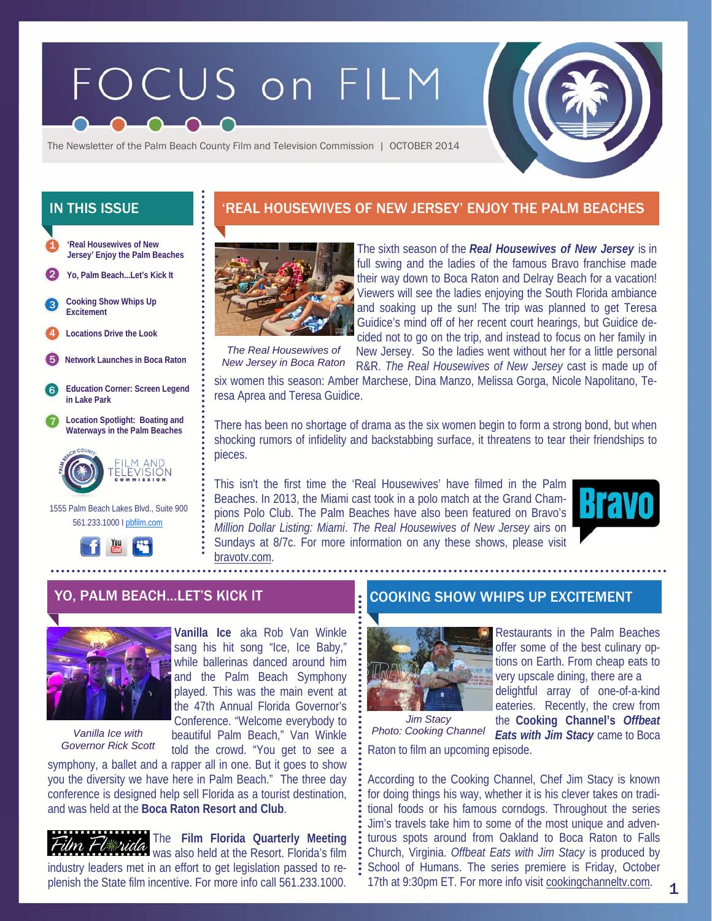# FOCUS on FILM

The Newsletter of the Palm Beach County Film and Television Commission | OCTOBER 2014

## IN THIS ISSUE

1. 'Real Housewives of New Jersey' Enjoy the Palm Beaches
2. Yo, Palm Beach...Let's Kick It
3. Cooking Show Whips Up Excitement
4. Locations Drive the Look
5. Network Launches in Boca Raton
6. Education Corner: Screen Legend in Lake Park
7. Location Spotlight: Boating and Waterways in the Palm Beaches

Palm Beach County Film and Television Commission

1555 Palm Beach Lakes Blvd., Suite 900
561.233.1000 | pbfilm.com

## 'REAL HOUSEWIVES OF NEW JERSEY' ENJOY THE PALM BEACHES

*The Real Housewives of New Jersey in Boca Raton*

The sixth season of the ***Real Housewives of New Jersey*** is in full swing and the ladies of the famous Bravo franchise made their way down to Boca Raton and Delray Beach for a vacation! Viewers will see the ladies enjoying the South Florida ambiance and soaking up the sun! The trip was planned to get Teresa Guidice's mind off of her recent court hearings, but Guidice decided not to go on the trip, and instead to focus on her family in New Jersey. So the ladies went without her for a little personal R&R. *The Real Housewives of New Jersey* cast is made up of six women this season: Amber Marchese, Dina Manzo, Melissa Gorga, Nicole Napolitano, Teresa Aprea and Teresa Guidice.

There has been no shortage of drama as the six women begin to form a strong bond, but when shocking rumors of infidelity and backstabbing surface, it threatens to tear their friendships to pieces.

This isn't the first time the 'Real Housewives' have filmed in the Palm Beaches. In 2013, the Miami cast took in a polo match at the Grand Champions Polo Club. The Palm Beaches have also been featured on Bravo's *Million Dollar Listing: Miami*. *The Real Housewives of New Jersey* airs on Sundays at 8/7c. For more information on any these shows, please visit bravotv.com.

## YO, PALM BEACH...LET'S KICK IT

*Vanilla Ice with Governor Rick Scott*

**Vanilla Ice** aka Rob Van Winkle sang his hit song "Ice, Ice Baby," while ballerinas danced around him and the Palm Beach Symphony played. This was the main event at the 47th Annual Florida Governor's Conference. "Welcome everybody to beautiful Palm Beach," Van Winkle told the crowd. "You get to see a symphony, a ballet and a rapper all in one. But it goes to show you the diversity we have here in Palm Beach." The three day conference is designed help sell Florida as a tourist destination, and was held at the **Boca Raton Resort and Club**.

The **Film Florida Quarterly Meeting** was also held at the Resort. Florida's film industry leaders met in an effort to get legislation passed to replenish the State film incentive. For more info call 561.233.1000.

## COOKING SHOW WHIPS UP EXCITEMENT

*Jim Stacy Photo: Cooking Channel*

Restaurants in the Palm Beaches offer some of the best culinary options on Earth. From cheap eats to very upscale dining, there are a delightful array of one-of-a-kind eateries. Recently, the crew from the **Cooking Channel's *Offbeat Eats with Jim Stacy*** came to Boca Raton to film an upcoming episode.

According to the Cooking Channel, Chef Jim Stacy is known for doing things his way, whether it is his clever takes on traditional foods or his famous corndogs. Throughout the series Jim's travels take him to some of the most unique and adventurous spots around from Oakland to Boca Raton to Falls Church, Virginia. *Offbeat Eats with Jim Stacy* is produced by School of Humans. The series premiere is Friday, October 17th at 9:30pm ET. For more info visit cookingchanneltv.com.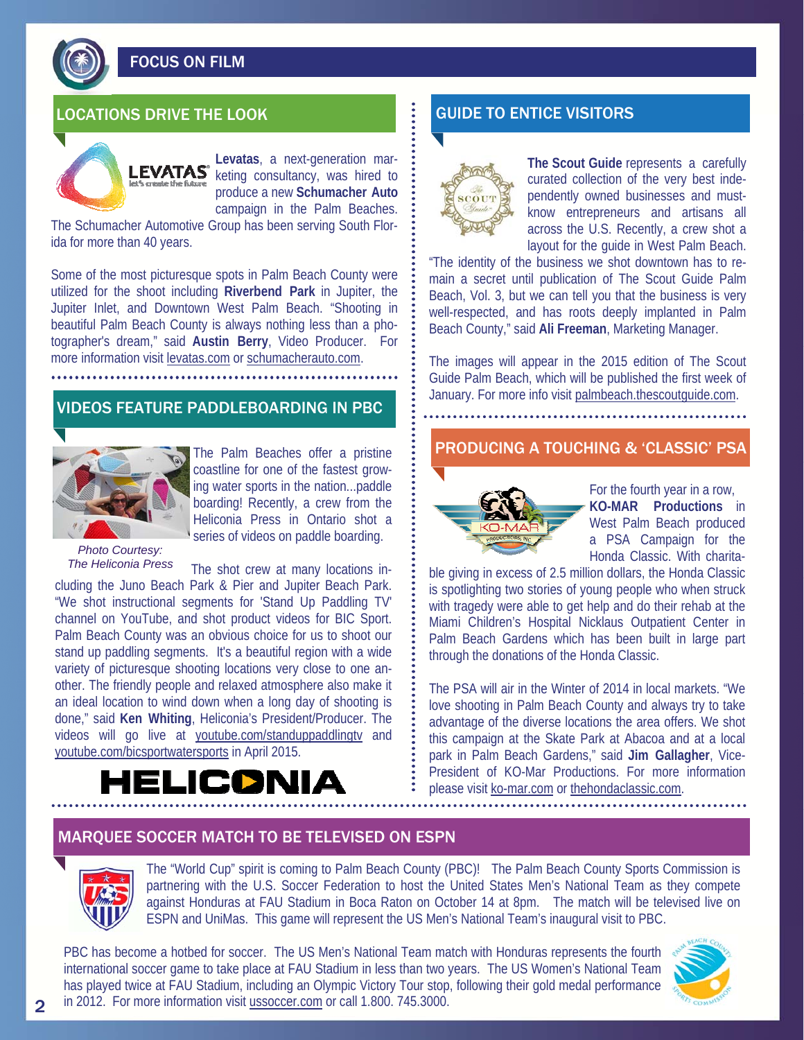## FOCUS ON FILM

### LOCATIONS DRIVE THE LOOK

**Levatas**, a next-generation marketing consultancy, was hired to produce a new **Schumacher Auto** campaign in the Palm Beaches. The Schumacher Automotive Group has been serving South Florida for more than 40 years.

Some of the most picturesque spots in Palm Beach County were utilized for the shoot including **Riverbend Park** in Jupiter, the Jupiter Inlet, and Downtown West Palm Beach. "Shooting in beautiful Palm Beach County is always nothing less than a photographer's dream," said **Austin Berry**, Video Producer. For more information visit levatas.com or schumacherauto.com.

### VIDEOS FEATURE PADDLEBOARDING IN PBC

The Palm Beaches offer a pristine coastline for one of the fastest growing water sports in the nation...paddle boarding! Recently, a crew from the Heliconia Press in Ontario shot a series of videos on paddle boarding.

*Photo Courtesy: The Heliconia Press*

The shot crew at many locations including the Juno Beach Park & Pier and Jupiter Beach Park. "We shot instructional segments for 'Stand Up Paddling TV' channel on YouTube, and shot product videos for BIC Sport. Palm Beach County was an obvious choice for us to shoot our stand up paddling segments. It's a beautiful region with a wide variety of picturesque shooting locations very close to one another. The friendly people and relaxed atmosphere also make it an ideal location to wind down when a long day of shooting is done," said **Ken Whiting**, Heliconia's President/Producer. The videos will go live at youtube.com/standuppaddlingtv and youtube.com/bicsportwatersports in April 2015.

### GUIDE TO ENTICE VISITORS

**The Scout Guide** represents a carefully curated collection of the very best independently owned businesses and must-know entrepreneurs and artisans all across the U.S. Recently, a crew shot a layout for the guide in West Palm Beach. "The identity of the business we shot downtown has to remain a secret until publication of The Scout Guide Palm Beach, Vol. 3, but we can tell you that the business is very well-respected, and has roots deeply implanted in Palm Beach County," said **Ali Freeman**, Marketing Manager.

The images will appear in the 2015 edition of The Scout Guide Palm Beach, which will be published the first week of January. For more info visit palmbeach.thescoutguide.com.

### PRODUCING A TOUCHING & 'CLASSIC' PSA

For the fourth year in a row, **KO-MAR Productions** in West Palm Beach produced a PSA Campaign for the Honda Classic. With charitable giving in excess of 2.5 million dollars, the Honda Classic is spotlighting two stories of young people who when struck with tragedy were able to get help and do their rehab at the Miami Children's Hospital Nicklaus Outpatient Center in Palm Beach Gardens which has been built in large part through the donations of the Honda Classic.

The PSA will air in the Winter of 2014 in local markets. "We love shooting in Palm Beach County and always try to take advantage of the diverse locations the area offers. We shot this campaign at the Skate Park at Abacoa and at a local park in Palm Beach Gardens," said **Jim Gallagher**, Vice-President of KO-Mar Productions. For more information please visit ko-mar.com or thehondaclassic.com.

### MARQUEE SOCCER MATCH TO BE TELEVISED ON ESPN

The "World Cup" spirit is coming to Palm Beach County (PBC)! The Palm Beach County Sports Commission is partnering with the U.S. Soccer Federation to host the United States Men's National Team as they compete against Honduras at FAU Stadium in Boca Raton on October 14 at 8pm. The match will be televised live on ESPN and UniMas. This game will represent the US Men's National Team's inaugural visit to PBC.

PBC has become a hotbed for soccer. The US Men's National Team match with Honduras represents the fourth international soccer game to take place at FAU Stadium in less than two years. The US Women's National Team has played twice at FAU Stadium, including an Olympic Victory Tour stop, following their gold medal performance in 2012. For more information visit ussoccer.com or call 1.800. 745.3000.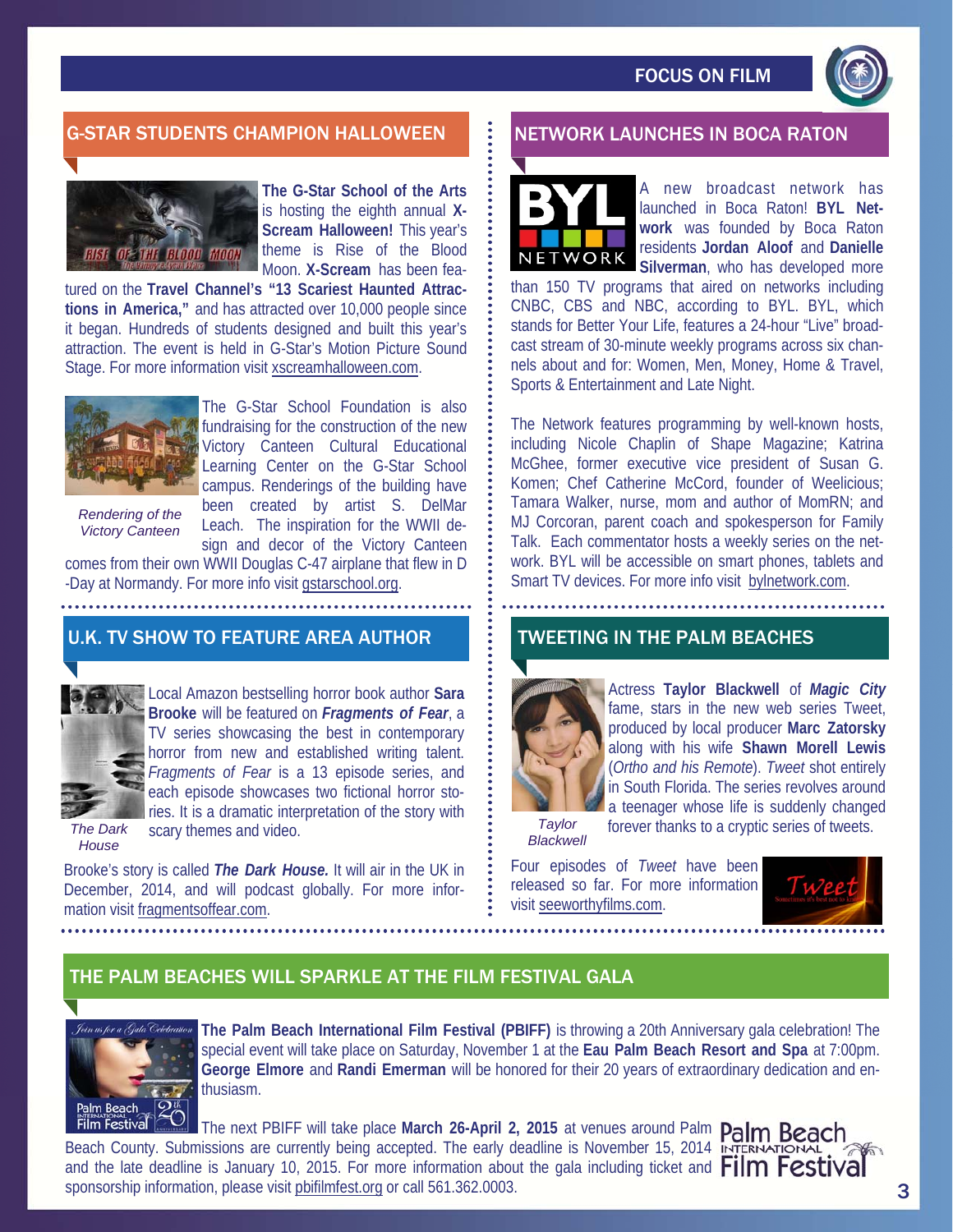## G-STAR STUDENTS CHAMPION HALLOWEEN

**The G-Star School of the Arts** is hosting the eighth annual **X-Scream Halloween!** This year's theme is Rise of the Blood Moon. **X-Scream** has been featured on the **Travel Channel's "13 Scariest Haunted Attractions in America,"** and has attracted over 10,000 people since it began. Hundreds of students designed and built this year's attraction. The event is held in G-Star's Motion Picture Sound Stage. For more information visit xscreamhalloween.com.

The G-Star School Foundation is also fundraising for the construction of the new Victory Canteen Cultural Educational Learning Center on the G-Star School campus. Renderings of the building have been created by artist S. DelMar Leach. The inspiration for the WWII design and decor of the Victory Canteen comes from their own WWII Douglas C-47 airplane that flew in D-Day at Normandy. For more info visit gstarschool.org.

*Rendering of the Victory Canteen*

## U.K. TV SHOW TO FEATURE AREA AUTHOR

Local Amazon bestselling horror book author **Sara Brooke** will be featured on ***Fragments of Fear***, a TV series showcasing the best in contemporary horror from new and established writing talent. *Fragments of Fear* is a 13 episode series, and each episode showcases two fictional horror stories. It is a dramatic interpretation of the story with scary themes and video.

*The Dark House*

Brooke's story is called ***The Dark House.*** It will air in the UK in December, 2014, and will podcast globally. For more information visit fragmentsoffear.com.

## NETWORK LAUNCHES IN BOCA RATON

A new broadcast network has launched in Boca Raton! **BYL Network** was founded by Boca Raton residents **Jordan Aloof** and **Danielle Silverman**, who has developed more than 150 TV programs that aired on networks including CNBC, CBS and NBC, according to BYL. BYL, which stands for Better Your Life, features a 24-hour "Live" broadcast stream of 30-minute weekly programs across six channels about and for: Women, Men, Money, Home & Travel, Sports & Entertainment and Late Night.

The Network features programming by well-known hosts, including Nicole Chaplin of Shape Magazine; Katrina McGhee, former executive vice president of Susan G. Komen; Chef Catherine McCord, founder of Weelicious; Tamara Walker, nurse, mom and author of MomRN; and MJ Corcoran, parent coach and spokesperson for Family Talk. Each commentator hosts a weekly series on the network. BYL will be accessible on smart phones, tablets and Smart TV devices. For more info visit bylnetwork.com.

## TWEETING IN THE PALM BEACHES

Actress **Taylor Blackwell** of ***Magic City*** fame, stars in the new web series Tweet, produced by local producer **Marc Zatorsky** along with his wife **Shawn Morell Lewis** (*Ortho and his Remote*). *Tweet* shot entirely in South Florida. The series revolves around a teenager whose life is suddenly changed forever thanks to a cryptic series of tweets.

*Taylor Blackwell*

Four episodes of *Tweet* have been released so far. For more information visit seeworthyfilms.com.

## THE PALM BEACHES WILL SPARKLE AT THE FILM FESTIVAL GALA

**The Palm Beach International Film Festival (PBIFF)** is throwing a 20th Anniversary gala celebration! The special event will take place on Saturday, November 1 at the **Eau Palm Beach Resort and Spa** at 7:00pm. **George Elmore** and **Randi Emerman** will be honored for their 20 years of extraordinary dedication and enthusiasm.

The next PBIFF will take place **March 26-April 2, 2015** at venues around Palm Beach County. Submissions are currently being accepted. The early deadline is November 15, 2014 and the late deadline is January 10, 2015. For more information about the gala including ticket and sponsorship information, please visit pbifilmfest.org or call 561.362.0003.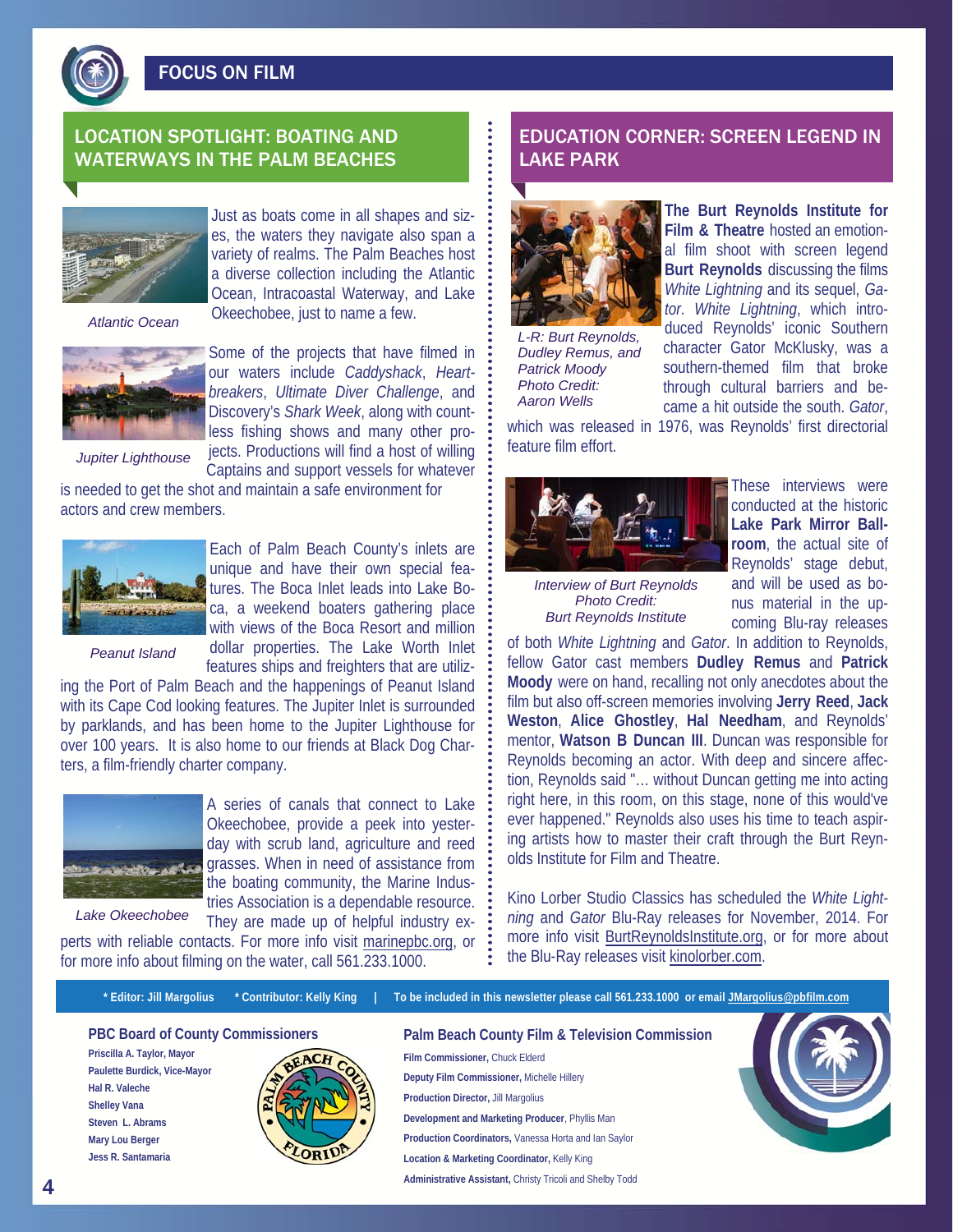# FOCUS ON FILM

## LOCATION SPOTLIGHT: BOATING AND WATERWAYS IN THE PALM BEACHES

Just as boats come in all shapes and sizes, the waters they navigate also span a variety of realms. The Palm Beaches host a diverse collection including the Atlantic Ocean, Intracoastal Waterway, and Lake Okeechobee, just to name a few.

*Atlantic Ocean*

Some of the projects that have filmed in our waters include *Caddyshack*, *Heartbreakers*, *Ultimate Diver Challenge*, and Discovery's *Shark Week*, along with countless fishing shows and many other projects. Productions will find a host of willing Captains and support vessels for whatever is needed to get the shot and maintain a safe environment for actors and crew members.

*Jupiter Lighthouse*

Each of Palm Beach County's inlets are unique and have their own special features. The Boca Inlet leads into Lake Boca, a weekend boaters gathering place with views of the Boca Resort and million dollar properties. The Lake Worth Inlet features ships and freighters that are utilizing the Port of Palm Beach and the happenings of Peanut Island with its Cape Cod looking features. The Jupiter Inlet is surrounded by parklands, and has been home to the Jupiter Lighthouse for over 100 years. It is also home to our friends at Black Dog Charters, a film-friendly charter company.

*Peanut Island*

A series of canals that connect to Lake Okeechobee, provide a peek into yesterday with scrub land, agriculture and reed grasses. When in need of assistance from the boating community, the Marine Industries Association is a dependable resource. They are made up of helpful industry experts with reliable contacts. For more info visit marinepbc.org, or for more info about filming on the water, call 561.233.1000.

*Lake Okeechobee*

## EDUCATION CORNER: SCREEN LEGEND IN LAKE PARK

*L-R: Burt Reynolds, Dudley Remus, and Patrick Moody Photo Credit: Aaron Wells*

**The Burt Reynolds Institute for Film & Theatre** hosted an emotional film shoot with screen legend **Burt Reynolds** discussing the films *White Lightning* and its sequel, *Gator*. *White Lightning*, which introduced Reynolds' iconic Southern character Gator McKlusky, was a southern-themed film that broke through cultural barriers and became a hit outside the south. *Gator*, which was released in 1976, was Reynolds' first directorial feature film effort.

*Interview of Burt Reynolds Photo Credit: Burt Reynolds Institute*

These interviews were conducted at the historic **Lake Park Mirror Ballroom**, the actual site of Reynolds' stage debut, and will be used as bonus material in the upcoming Blu-ray releases of both *White Lightning* and *Gator*. In addition to Reynolds, fellow Gator cast members **Dudley Remus** and **Patrick Moody** were on hand, recalling not only anecdotes about the film but also off-screen memories involving **Jerry Reed**, **Jack Weston**, **Alice Ghostley**, **Hal Needham**, and Reynolds' mentor, **Watson B Duncan III**. Duncan was responsible for Reynolds becoming an actor. With deep and sincere affection, Reynolds said "... without Duncan getting me into acting right here, in this room, on this stage, none of this would've ever happened." Reynolds also uses his time to teach aspiring artists how to master their craft through the Burt Reynolds Institute for Film and Theatre.

Kino Lorber Studio Classics has scheduled the *White Lightning* and *Gator* Blu-Ray releases for November, 2014. For more info visit BurtReynoldsInstitute.org, or for more about the Blu-Ray releases visit kinolorber.com.

\* Editor: Jill Margolius \* Contributor: Kelly King | To be included in this newsletter please call 561.233.1000 or email JMargolius@pbfilm.com

### PBC Board of County Commissioners

Priscilla A. Taylor, Mayor
Paulette Burdick, Vice-Mayor
Hal R. Valeche
Shelley Vana
Steven L. Abrams
Mary Lou Berger
Jess R. Santamaria

### Palm Beach County Film & Television Commission

**Film Commissioner,** Chuck Elderd
**Deputy Film Commissioner,** Michelle Hillery
**Production Director,** Jill Margolius
**Development and Marketing Producer**, Phyllis Man
**Production Coordinators,** Vanessa Horta and Ian Saylor
**Location & Marketing Coordinator,** Kelly King
**Administrative Assistant,** Christy Tricoli and Shelby Todd